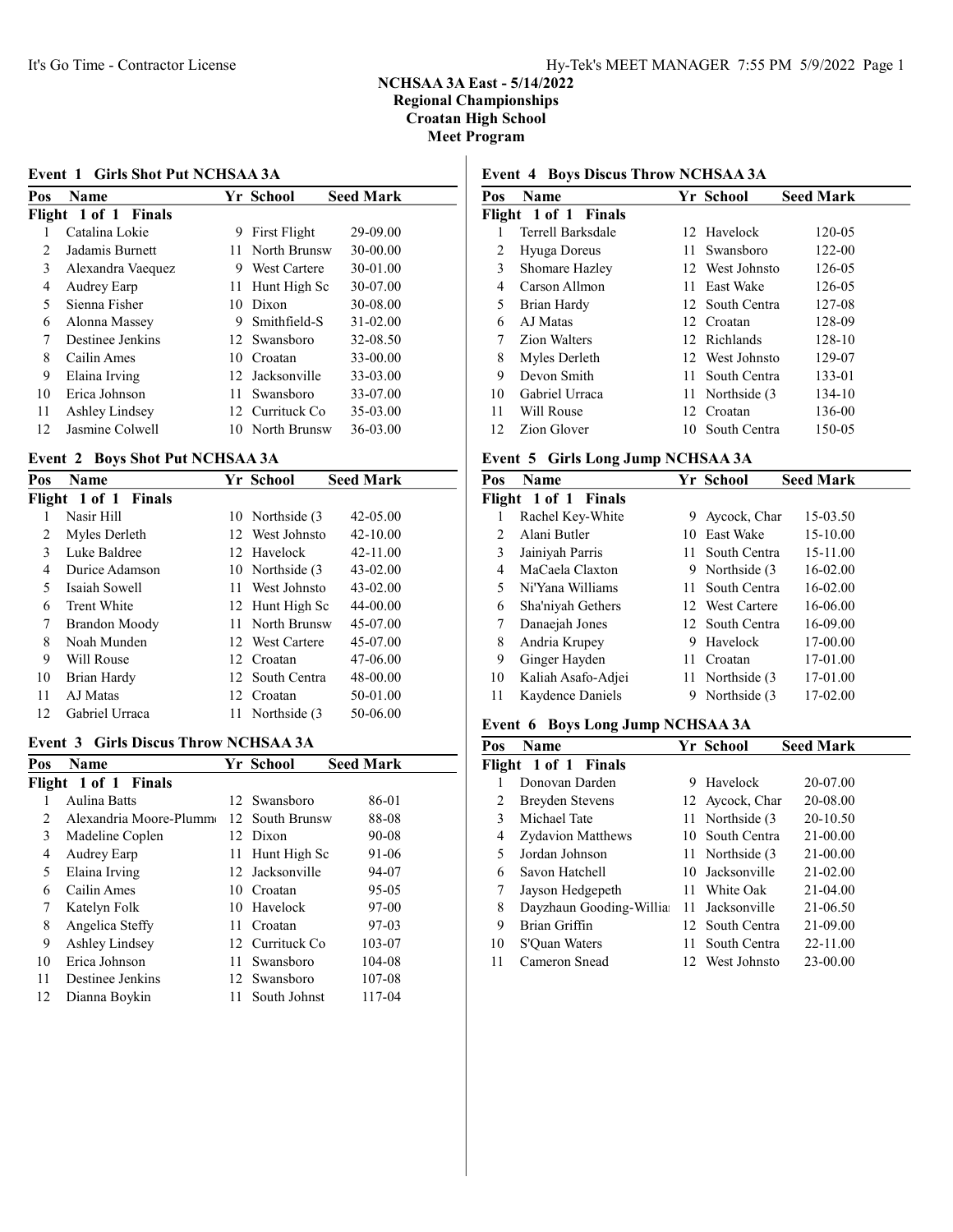# NCHSAA 3A East - 5/14/2022
## Regional Championships
## Croatan High School
## Meet Program

### Event 1 Girls Shot Put NCHSAA 3A

| Pos | Name | Yr | School | Seed Mark |
|---|---|---|---|---|
| **Flight 1 of 1 Finals** | | | | |
| 1 | Catalina Lokie | 9 | First Flight | 29-09.00 |
| 2 | Jadamis Burnett | 11 | North Brunsw | 30-00.00 |
| 3 | Alexandra Vaequez | 9 | West Cartere | 30-01.00 |
| 4 | Audrey Earp | 11 | Hunt High Sc | 30-07.00 |
| 5 | Sienna Fisher | 10 | Dixon | 30-08.00 |
| 6 | Alonna Massey | 9 | Smithfield-S | 31-02.00 |
| 7 | Destinee Jenkins | 12 | Swansboro | 32-08.50 |
| 8 | Cailin Ames | 10 | Croatan | 33-00.00 |
| 9 | Elaina Irving | 12 | Jacksonville | 33-03.00 |
| 10 | Erica Johnson | 11 | Swansboro | 33-07.00 |
| 11 | Ashley Lindsey | 12 | Currituck Co | 35-03.00 |
| 12 | Jasmine Colwell | 10 | North Brunsw | 36-03.00 |

### Event 2 Boys Shot Put NCHSAA 3A

| Pos | Name | Yr | School | Seed Mark |
|---|---|---|---|---|
| **Flight 1 of 1 Finals** | | | | |
| 1 | Nasir Hill | 10 | Northside (3 | 42-05.00 |
| 2 | Myles Derleth | 12 | West Johnsto | 42-10.00 |
| 3 | Luke Baldree | 12 | Havelock | 42-11.00 |
| 4 | Durice Adamson | 10 | Northside (3 | 43-02.00 |
| 5 | Isaiah Sowell | 11 | West Johnsto | 43-02.00 |
| 6 | Trent White | 12 | Hunt High Sc | 44-00.00 |
| 7 | Brandon Moody | 11 | North Brunsw | 45-07.00 |
| 8 | Noah Munden | 12 | West Cartere | 45-07.00 |
| 9 | Will Rouse | 12 | Croatan | 47-06.00 |
| 10 | Brian Hardy | 12 | South Centra | 48-00.00 |
| 11 | AJ Matas | 12 | Croatan | 50-01.00 |
| 12 | Gabriel Urraca | 11 | Northside (3 | 50-06.00 |

### Event 3 Girls Discus Throw NCHSAA 3A

| Pos | Name | Yr | School | Seed Mark |
|---|---|---|---|---|
| **Flight 1 of 1 Finals** | | | | |
| 1 | Aulina Batts | 12 | Swansboro | 86-01 |
| 2 | Alexandria Moore-Plumm | 12 | South Brunsw | 88-08 |
| 3 | Madeline Coplen | 12 | Dixon | 90-08 |
| 4 | Audrey Earp | 11 | Hunt High Sc | 91-06 |
| 5 | Elaina Irving | 12 | Jacksonville | 94-07 |
| 6 | Cailin Ames | 10 | Croatan | 95-05 |
| 7 | Katelyn Folk | 10 | Havelock | 97-00 |
| 8 | Angelica Steffy | 11 | Croatan | 97-03 |
| 9 | Ashley Lindsey | 12 | Currituck Co | 103-07 |
| 10 | Erica Johnson | 11 | Swansboro | 104-08 |
| 11 | Destinee Jenkins | 12 | Swansboro | 107-08 |
| 12 | Dianna Boykin | 11 | South Johnst | 117-04 |

### Event 4 Boys Discus Throw NCHSAA 3A

| Pos | Name | Yr | School | Seed Mark |
|---|---|---|---|---|
| **Flight 1 of 1 Finals** | | | | |
| 1 | Terrell Barksdale | 12 | Havelock | 120-05 |
| 2 | Hyuga Doreus | 11 | Swansboro | 122-00 |
| 3 | Shomare Hazley | 12 | West Johnsto | 126-05 |
| 4 | Carson Allmon | 11 | East Wake | 126-05 |
| 5 | Brian Hardy | 12 | South Centra | 127-08 |
| 6 | AJ Matas | 12 | Croatan | 128-09 |
| 7 | Zion Walters | 12 | Richlands | 128-10 |
| 8 | Myles Derleth | 12 | West Johnsto | 129-07 |
| 9 | Devon Smith | 11 | South Centra | 133-01 |
| 10 | Gabriel Urraca | 11 | Northside (3 | 134-10 |
| 11 | Will Rouse | 12 | Croatan | 136-00 |
| 12 | Zion Glover | 10 | South Centra | 150-05 |

### Event 5 Girls Long Jump NCHSAA 3A

| Pos | Name | Yr | School | Seed Mark |
|---|---|---|---|---|
| **Flight 1 of 1 Finals** | | | | |
| 1 | Rachel Key-White | 9 | Aycock, Char | 15-03.50 |
| 2 | Alani Butler | 10 | East Wake | 15-10.00 |
| 3 | Jainiyah Parris | 11 | South Centra | 15-11.00 |
| 4 | MaCaela Claxton | 9 | Northside (3 | 16-02.00 |
| 5 | Ni'Yana Williams | 11 | South Centra | 16-02.00 |
| 6 | Sha'niyah Gethers | 12 | West Cartere | 16-06.00 |
| 7 | Danaejah Jones | 12 | South Centra | 16-09.00 |
| 8 | Andria Krupey | 9 | Havelock | 17-00.00 |
| 9 | Ginger Hayden | 11 | Croatan | 17-01.00 |
| 10 | Kaliah Asafo-Adjei | 11 | Northside (3 | 17-01.00 |
| 11 | Kaydence Daniels | 9 | Northside (3 | 17-02.00 |

### Event 6 Boys Long Jump NCHSAA 3A

| Pos | Name | Yr | School | Seed Mark |
|---|---|---|---|---|
| **Flight 1 of 1 Finals** | | | | |
| 1 | Donovan Darden | 9 | Havelock | 20-07.00 |
| 2 | Breyden Stevens | 12 | Aycock, Char | 20-08.00 |
| 3 | Michael Tate | 11 | Northside (3 | 20-10.50 |
| 4 | Zydavion Matthews | 10 | South Centra | 21-00.00 |
| 5 | Jordan Johnson | 11 | Northside (3 | 21-00.00 |
| 6 | Savon Hatchell | 10 | Jacksonville | 21-02.00 |
| 7 | Jayson Hedgepeth | 11 | White Oak | 21-04.00 |
| 8 | Dayzhaun Gooding-Willia | 11 | Jacksonville | 21-06.50 |
| 9 | Brian Griffin | 12 | South Centra | 21-09.00 |
| 10 | S'Quan Waters | 11 | South Centra | 22-11.00 |
| 11 | Cameron Snead | 12 | West Johnsto | 23-00.00 |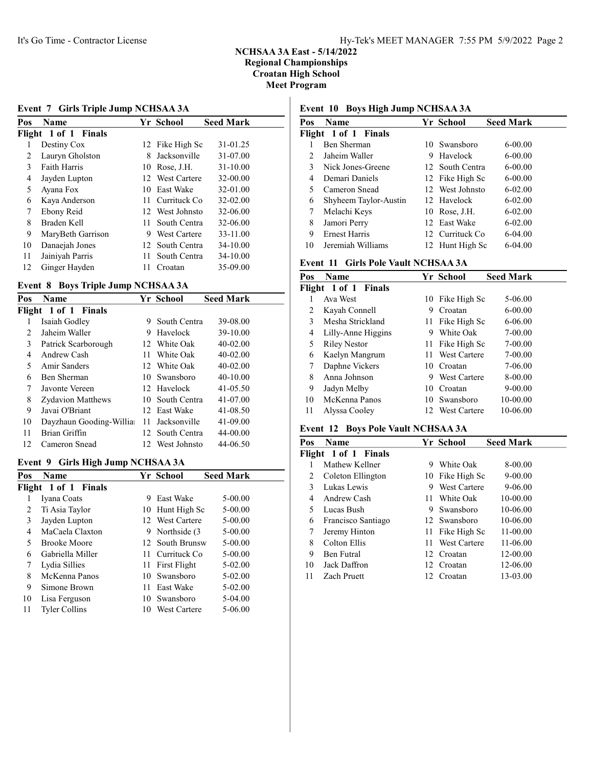## NCHSAA 3A East - 5/14/2022
## Regional Championships
## Croatan High School
## Meet Program

### Event 7 Girls Triple Jump NCHSAA 3A

| Pos | Name | Yr | School | Seed Mark |
|---|---|---|---|---|
| **Flight 1 of 1 Finals** | | | | |
| 1 | Destiny Cox | 12 | Fike High Sc | 31-01.25 |
| 2 | Lauryn Gholston | 8 | Jacksonville | 31-07.00 |
| 3 | Faith Harris | 10 | Rose, J.H. | 31-10.00 |
| 4 | Jayden Lupton | 12 | West Cartere | 32-00.00 |
| 5 | Ayana Fox | 10 | East Wake | 32-01.00 |
| 6 | Kaya Anderson | 11 | Currituck Co | 32-02.00 |
| 7 | Ebony Reid | 12 | West Johnsto | 32-06.00 |
| 8 | Braden Kell | 11 | South Centra | 32-06.00 |
| 9 | MaryBeth Garrison | 9 | West Cartere | 33-11.00 |
| 10 | Danaejah Jones | 12 | South Centra | 34-10.00 |
| 11 | Jainiyah Parris | 11 | South Centra | 34-10.00 |
| 12 | Ginger Hayden | 11 | Croatan | 35-09.00 |

### Event 8 Boys Triple Jump NCHSAA 3A

| Pos | Name | Yr | School | Seed Mark |
|---|---|---|---|---|
| **Flight 1 of 1 Finals** | | | | |
| 1 | Isaiah Godley | 9 | South Centra | 39-08.00 |
| 2 | Jaheim Waller | 9 | Havelock | 39-10.00 |
| 3 | Patrick Scarborough | 12 | White Oak | 40-02.00 |
| 4 | Andrew Cash | 11 | White Oak | 40-02.00 |
| 5 | Amir Sanders | 12 | White Oak | 40-02.00 |
| 6 | Ben Sherman | 10 | Swansboro | 40-10.00 |
| 7 | Javonte Vereen | 12 | Havelock | 41-05.50 |
| 8 | Zydavion Matthews | 10 | South Centra | 41-07.00 |
| 9 | Javai O'Briant | 12 | East Wake | 41-08.50 |
| 10 | Dayzhaun Gooding-Willia | 11 | Jacksonville | 41-09.00 |
| 11 | Brian Griffin | 12 | South Centra | 44-00.00 |
| 12 | Cameron Snead | 12 | West Johnsto | 44-06.50 |

### Event 9 Girls High Jump NCHSAA 3A

| Pos | Name | Yr | School | Seed Mark |
|---|---|---|---|---|
| **Flight 1 of 1 Finals** | | | | |
| 1 | Iyana Coats | 9 | East Wake | 5-00.00 |
| 2 | Ti Asia Taylor | 10 | Hunt High Sc | 5-00.00 |
| 3 | Jayden Lupton | 12 | West Cartere | 5-00.00 |
| 4 | MaCaela Claxton | 9 | Northside (3 | 5-00.00 |
| 5 | Brooke Moore | 12 | South Brunsw | 5-00.00 |
| 6 | Gabriella Miller | 11 | Currituck Co | 5-00.00 |
| 7 | Lydia Sillies | 11 | First Flight | 5-02.00 |
| 8 | McKenna Panos | 10 | Swansboro | 5-02.00 |
| 9 | Simone Brown | 11 | East Wake | 5-02.00 |
| 10 | Lisa Ferguson | 10 | Swansboro | 5-04.00 |
| 11 | Tyler Collins | 10 | West Cartere | 5-06.00 |

### Event 10 Boys High Jump NCHSAA 3A

| Pos | Name | Yr | School | Seed Mark |
|---|---|---|---|---|
| **Flight 1 of 1 Finals** | | | | |
| 1 | Ben Sherman | 10 | Swansboro | 6-00.00 |
| 2 | Jaheim Waller | 9 | Havelock | 6-00.00 |
| 3 | Nick Jones-Greene | 12 | South Centra | 6-00.00 |
| 4 | Demari Daniels | 12 | Fike High Sc | 6-00.00 |
| 5 | Cameron Snead | 12 | West Johnsto | 6-02.00 |
| 6 | Shyheem Taylor-Austin | 12 | Havelock | 6-02.00 |
| 7 | Melachi Keys | 10 | Rose, J.H. | 6-02.00 |
| 8 | Jamori Perry | 12 | East Wake | 6-02.00 |
| 9 | Ernest Harris | 12 | Currituck Co | 6-04.00 |
| 10 | Jeremiah Williams | 12 | Hunt High Sc | 6-04.00 |

### Event 11 Girls Pole Vault NCHSAA 3A

| Pos | Name | Yr | School | Seed Mark |
|---|---|---|---|---|
| **Flight 1 of 1 Finals** | | | | |
| 1 | Ava West | 10 | Fike High Sc | 5-06.00 |
| 2 | Kayah Connell | 9 | Croatan | 6-00.00 |
| 3 | Mesha Strickland | 11 | Fike High Sc | 6-06.00 |
| 4 | Lilly-Anne Higgins | 9 | White Oak | 7-00.00 |
| 5 | Riley Nestor | 11 | Fike High Sc | 7-00.00 |
| 6 | Kaelyn Mangrum | 11 | West Cartere | 7-00.00 |
| 7 | Daphne Vickers | 10 | Croatan | 7-06.00 |
| 8 | Anna Johnson | 9 | West Cartere | 8-00.00 |
| 9 | Jadyn Melby | 10 | Croatan | 9-00.00 |
| 10 | McKenna Panos | 10 | Swansboro | 10-00.00 |
| 11 | Alyssa Cooley | 12 | West Cartere | 10-06.00 |

### Event 12 Boys Pole Vault NCHSAA 3A

| Pos | Name | Yr | School | Seed Mark |
|---|---|---|---|---|
| **Flight 1 of 1 Finals** | | | | |
| 1 | Mathew Kellner | 9 | White Oak | 8-00.00 |
| 2 | Coleton Ellington | 10 | Fike High Sc | 9-00.00 |
| 3 | Lukas Lewis | 9 | West Cartere | 9-06.00 |
| 4 | Andrew Cash | 11 | White Oak | 10-00.00 |
| 5 | Lucas Bush | 9 | Swansboro | 10-06.00 |
| 6 | Francisco Santiago | 12 | Swansboro | 10-06.00 |
| 7 | Jeremy Hinton | 11 | Fike High Sc | 11-00.00 |
| 8 | Colton Ellis | 11 | West Cartere | 11-06.00 |
| 9 | Ben Futral | 12 | Croatan | 12-00.00 |
| 10 | Jack Daffron | 12 | Croatan | 12-06.00 |
| 11 | Zach Pruett | 12 | Croatan | 13-03.00 |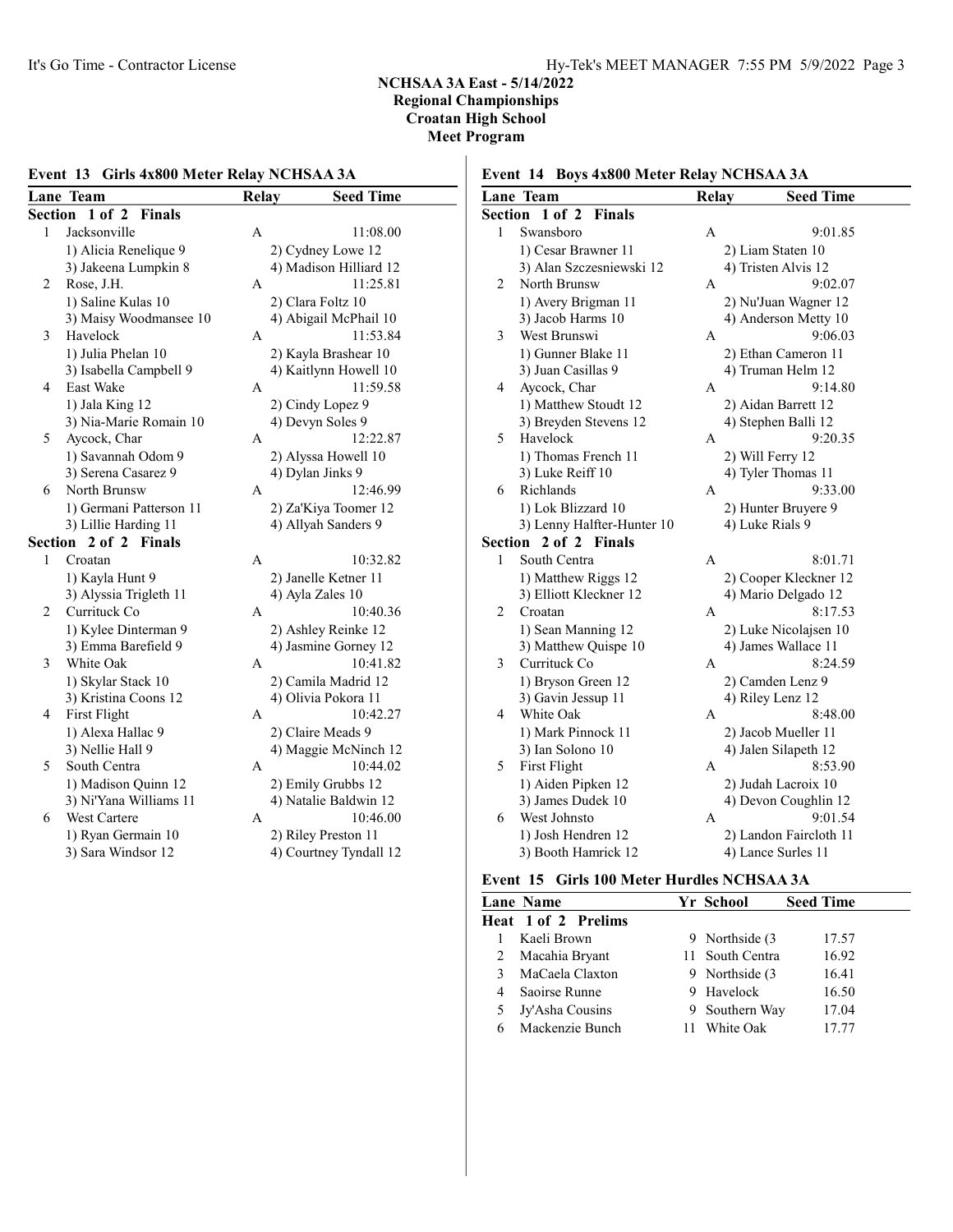# NCHSAA 3A East - 5/14/2022
## Regional Championships
## Croatan High School
## Meet Program

### Event 13 Girls 4x800 Meter Relay NCHSAA 3A

| Lane | Team | Relay | Seed Time |
|---|---|---|---|
| **Section 1 of 2 Finals** | | | |
| 1 | Jacksonville | A | 11:08.00 |
| | 1) Alicia Renelique 9 | 2) Cydney Lowe 12 | |
| | 3) Jakeena Lumpkin 8 | 4) Madison Hilliard 12 | |
| 2 | Rose, J.H. | A | 11:25.81 |
| | 1) Saline Kulas 10 | 2) Clara Foltz 10 | |
| | 3) Maisy Woodmansee 10 | 4) Abigail McPhail 10 | |
| 3 | Havelock | A | 11:53.84 |
| | 1) Julia Phelan 10 | 2) Kayla Brashear 10 | |
| | 3) Isabella Campbell 9 | 4) Kaitlynn Howell 10 | |
| 4 | East Wake | A | 11:59.58 |
| | 1) Jala King 12 | 2) Cindy Lopez 9 | |
| | 3) Nia-Marie Romain 10 | 4) Devyn Soles 9 | |
| 5 | Aycock, Char | A | 12:22.87 |
| | 1) Savannah Odom 9 | 2) Alyssa Howell 10 | |
| | 3) Serena Casarez 9 | 4) Dylan Jinks 9 | |
| 6 | North Brunsw | A | 12:46.99 |
| | 1) Germani Patterson 11 | 2) Za'Kiya Toomer 12 | |
| | 3) Lillie Harding 11 | 4) Allyah Sanders 9 | |
| **Section 2 of 2 Finals** | | | |
| 1 | Croatan | A | 10:32.82 |
| | 1) Kayla Hunt 9 | 2) Janelle Ketner 11 | |
| | 3) Alyssia Trigleth 11 | 4) Ayla Zales 10 | |
| 2 | Currituck Co | A | 10:40.36 |
| | 1) Kylee Dinterman 9 | 2) Ashley Reinke 12 | |
| | 3) Emma Barefield 9 | 4) Jasmine Gorney 12 | |
| 3 | White Oak | A | 10:41.82 |
| | 1) Skylar Stack 10 | 2) Camila Madrid 12 | |
| | 3) Kristina Coons 12 | 4) Olivia Pokora 11 | |
| 4 | First Flight | A | 10:42.27 |
| | 1) Alexa Hallac 9 | 2) Claire Meads 9 | |
| | 3) Nellie Hall 9 | 4) Maggie McNinch 12 | |
| 5 | South Centra | A | 10:44.02 |
| | 1) Madison Quinn 12 | 2) Emily Grubbs 12 | |
| | 3) Ni'Yana Williams 11 | 4) Natalie Baldwin 12 | |
| 6 | West Cartere | A | 10:46.00 |
| | 1) Ryan Germain 10 | 2) Riley Preston 11 | |
| | 3) Sara Windsor 12 | 4) Courtney Tyndall 12 | |

### Event 14 Boys 4x800 Meter Relay NCHSAA 3A

| Lane | Team | Relay | Seed Time |
|---|---|---|---|
| **Section 1 of 2 Finals** | | | |
| 1 | Swansboro | A | 9:01.85 |
| | 1) Cesar Brawner 11 | 2) Liam Staten 10 | |
| | 3) Alan Szczesniewski 12 | 4) Tristen Alvis 12 | |
| 2 | North Brunsw | A | 9:02.07 |
| | 1) Avery Brigman 11 | 2) Nu'Juan Wagner 12 | |
| | 3) Jacob Harms 10 | 4) Anderson Metty 10 | |
| 3 | West Brunswi | A | 9:06.03 |
| | 1) Gunner Blake 11 | 2) Ethan Cameron 11 | |
| | 3) Juan Casillas 9 | 4) Truman Helm 12 | |
| 4 | Aycock, Char | A | 9:14.80 |
| | 1) Matthew Stoudt 12 | 2) Aidan Barrett 12 | |
| | 3) Breyden Stevens 12 | 4) Stephen Balli 12 | |
| 5 | Havelock | A | 9:20.35 |
| | 1) Thomas French 11 | 2) Will Ferry 12 | |
| | 3) Luke Reiff 10 | 4) Tyler Thomas 11 | |
| 6 | Richlands | A | 9:33.00 |
| | 1) Lok Blizzard 10 | 2) Hunter Bruyere 9 | |
| | 3) Lenny Halfter-Hunter 10 | 4) Luke Rials 9 | |
| **Section 2 of 2 Finals** | | | |
| 1 | South Centra | A | 8:01.71 |
| | 1) Matthew Riggs 12 | 2) Cooper Kleckner 12 | |
| | 3) Elliott Kleckner 12 | 4) Mario Delgado 12 | |
| 2 | Croatan | A | 8:17.53 |
| | 1) Sean Manning 12 | 2) Luke Nicolajsen 10 | |
| | 3) Matthew Quispe 10 | 4) James Wallace 11 | |
| 3 | Currituck Co | A | 8:24.59 |
| | 1) Bryson Green 12 | 2) Camden Lenz 9 | |
| | 3) Gavin Jessup 11 | 4) Riley Lenz 12 | |
| 4 | White Oak | A | 8:48.00 |
| | 1) Mark Pinnock 11 | 2) Jacob Mueller 11 | |
| | 3) Ian Solono 10 | 4) Jalen Silapeth 12 | |
| 5 | First Flight | A | 8:53.90 |
| | 1) Aiden Pipken 12 | 2) Judah Lacroix 10 | |
| | 3) James Dudek 10 | 4) Devon Coughlin 12 | |
| 6 | West Johnsto | A | 9:01.54 |
| | 1) Josh Hendren 12 | 2) Landon Faircloth 11 | |
| | 3) Booth Hamrick 12 | 4) Lance Surles 11 | |

### Event 15 Girls 100 Meter Hurdles NCHSAA 3A

| Lane | Name | Yr | School | Seed Time |
|---|---|---|---|---|
| **Heat 1 of 2 Prelims** | | | | |
| 1 | Kaeli Brown | 9 | Northside (3 | 17.57 |
| 2 | Macahia Bryant | 11 | South Centra | 16.92 |
| 3 | MaCaela Claxton | 9 | Northside (3 | 16.41 |
| 4 | Saoirse Runne | 9 | Havelock | 16.50 |
| 5 | Jy'Asha Cousins | 9 | Southern Way | 17.04 |
| 6 | Mackenzie Bunch | 11 | White Oak | 17.77 |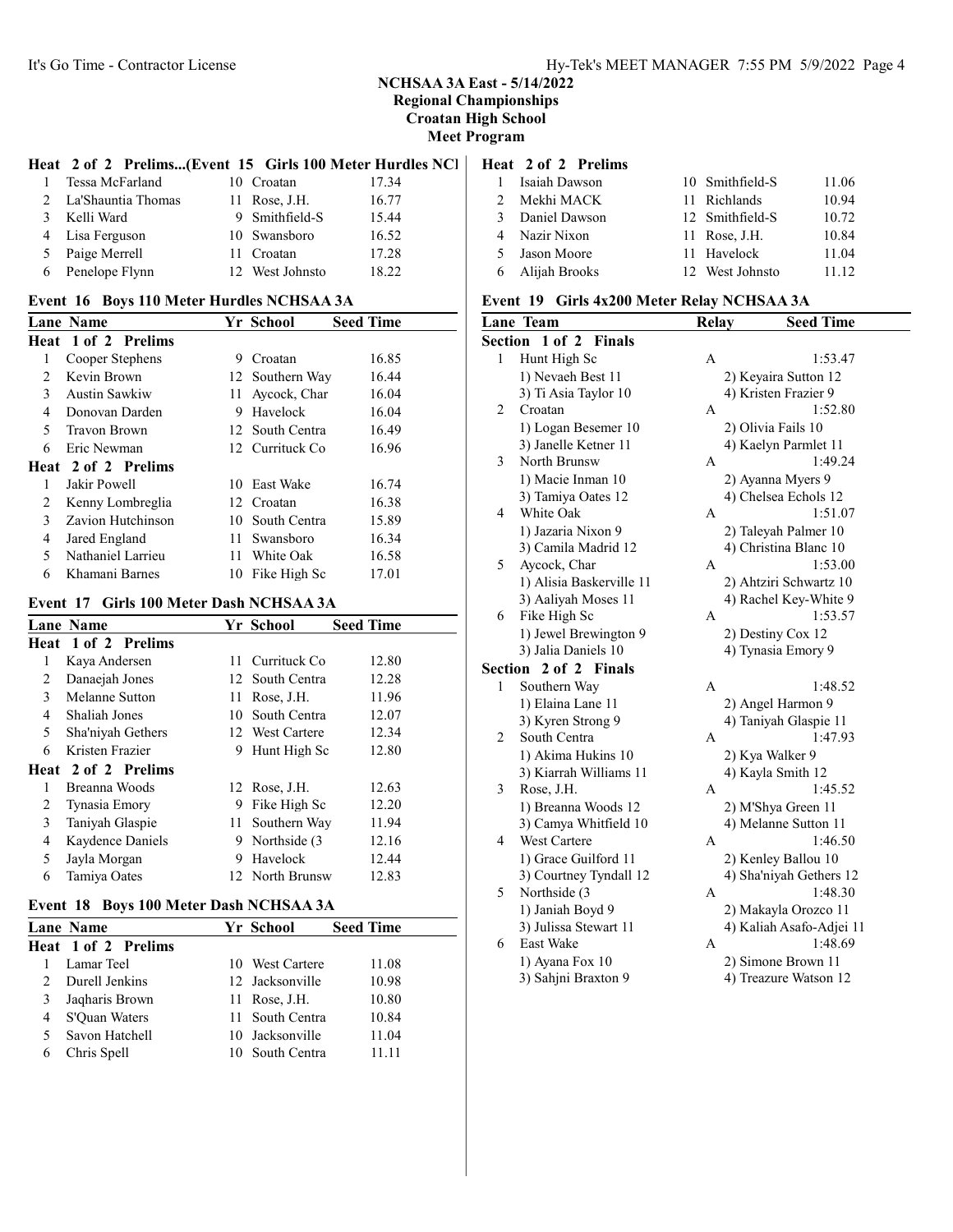# NCHSAA 3A East - 5/14/2022
## Regional Championships
## Croatan High School
## Meet Program

### Heat 2 of 2 Prelims...(Event 15 Girls 100 Meter Hurdles NCHSAA 3A)

| Lane | Name | Yr | School | Seed Time |
|---|---|---|---|---|
| 1 | Tessa McFarland | 10 | Croatan | 17.34 |
| 2 | La'Shauntia Thomas | 11 | Rose, J.H. | 16.77 |
| 3 | Kelli Ward | 9 | Smithfield-S | 15.44 |
| 4 | Lisa Ferguson | 10 | Swansboro | 16.52 |
| 5 | Paige Merrell | 11 | Croatan | 17.28 |
| 6 | Penelope Flynn | 12 | West Johnsto | 18.22 |

### Event 16 Boys 110 Meter Hurdles NCHSAA 3A

| Lane | Name | Yr | School | Seed Time |
|---|---|---|---|---|
| **Heat 1 of 2 Prelims** | | | | |
| 1 | Cooper Stephens | 9 | Croatan | 16.85 |
| 2 | Kevin Brown | 12 | Southern Way | 16.44 |
| 3 | Austin Sawkiw | 11 | Aycock, Char | 16.04 |
| 4 | Donovan Darden | 9 | Havelock | 16.04 |
| 5 | Travon Brown | 12 | South Centra | 16.49 |
| 6 | Eric Newman | 12 | Currituck Co | 16.96 |
| **Heat 2 of 2 Prelims** | | | | |
| 1 | Jakir Powell | 10 | East Wake | 16.74 |
| 2 | Kenny Lombreglia | 12 | Croatan | 16.38 |
| 3 | Zavion Hutchinson | 10 | South Centra | 15.89 |
| 4 | Jared England | 11 | Swansboro | 16.34 |
| 5 | Nathaniel Larrieu | 11 | White Oak | 16.58 |
| 6 | Khamani Barnes | 10 | Fike High Sc | 17.01 |

### Event 17 Girls 100 Meter Dash NCHSAA 3A

| Lane | Name | Yr | School | Seed Time |
|---|---|---|---|---|
| **Heat 1 of 2 Prelims** | | | | |
| 1 | Kaya Andersen | 11 | Currituck Co | 12.80 |
| 2 | Danaejah Jones | 12 | South Centra | 12.28 |
| 3 | Melanne Sutton | 11 | Rose, J.H. | 11.96 |
| 4 | Shaliah Jones | 10 | South Centra | 12.07 |
| 5 | Sha'niyah Gethers | 12 | West Cartere | 12.34 |
| 6 | Kristen Frazier | 9 | Hunt High Sc | 12.80 |
| **Heat 2 of 2 Prelims** | | | | |
| 1 | Breanna Woods | 12 | Rose, J.H. | 12.63 |
| 2 | Tynasia Emory | 9 | Fike High Sc | 12.20 |
| 3 | Taniyah Glaspie | 11 | Southern Way | 11.94 |
| 4 | Kaydence Daniels | 9 | Northside (3 | 12.16 |
| 5 | Jayla Morgan | 9 | Havelock | 12.44 |
| 6 | Tamiya Oates | 12 | North Brunsw | 12.83 |

### Event 18 Boys 100 Meter Dash NCHSAA 3A

| Lane | Name | Yr | School | Seed Time |
|---|---|---|---|---|
| **Heat 1 of 2 Prelims** | | | | |
| 1 | Lamar Teel | 10 | West Cartere | 11.08 |
| 2 | Durell Jenkins | 12 | Jacksonville | 10.98 |
| 3 | Jaqharis Brown | 11 | Rose, J.H. | 10.80 |
| 4 | S'Quan Waters | 11 | South Centra | 10.84 |
| 5 | Savon Hatchell | 10 | Jacksonville | 11.04 |
| 6 | Chris Spell | 10 | South Centra | 11.11 |
| **Heat 2 of 2 Prelims** | | | | |
| 1 | Isaiah Dawson | 10 | Smithfield-S | 11.06 |
| 2 | Mekhi MACK | 11 | Richlands | 10.94 |
| 3 | Daniel Dawson | 12 | Smithfield-S | 10.72 |
| 4 | Nazir Nixon | 11 | Rose, J.H. | 10.84 |
| 5 | Jason Moore | 11 | Havelock | 11.04 |
| 6 | Alijah Brooks | 12 | West Johnsto | 11.12 |

### Event 19 Girls 4x200 Meter Relay NCHSAA 3A

| Lane | Team | Relay | Seed Time |
|---|---|---|---|
| **Section 1 of 2 Finals** | | | |
| 1 | Hunt High Sc | A | 1:53.47 |
| | 1) Nevaeh Best 11 | 2) Keyaira Sutton 12 | |
| | 3) Ti Asia Taylor 10 | 4) Kristen Frazier 9 | |
| 2 | Croatan | A | 1:52.80 |
| | 1) Logan Besemer 10 | 2) Olivia Fails 10 | |
| | 3) Janelle Ketner 11 | 4) Kaelyn Parmlet 11 | |
| 3 | North Brunsw | A | 1:49.24 |
| | 1) Macie Inman 10 | 2) Ayanna Myers 9 | |
| | 3) Tamiya Oates 12 | 4) Chelsea Echols 12 | |
| 4 | White Oak | A | 1:51.07 |
| | 1) Jazaria Nixon 9 | 2) Taleyah Palmer 10 | |
| | 3) Camila Madrid 12 | 4) Christina Blanc 10 | |
| 5 | Aycock, Char | A | 1:53.00 |
| | 1) Alisia Baskerville 11 | 2) Ahtziri Schwartz 10 | |
| | 3) Aaliyah Moses 11 | 4) Rachel Key-White 9 | |
| 6 | Fike High Sc | A | 1:53.57 |
| | 1) Jewel Brewington 9 | 2) Destiny Cox 12 | |
| | 3) Jalia Daniels 10 | 4) Tynasia Emory 9 | |
| **Section 2 of 2 Finals** | | | |
| 1 | Southern Way | A | 1:48.52 |
| | 1) Elaina Lane 11 | 2) Angel Harmon 9 | |
| | 3) Kyren Strong 9 | 4) Taniyah Glaspie 11 | |
| 2 | South Centra | A | 1:47.93 |
| | 1) Akima Hukins 10 | 2) Kya Walker 9 | |
| | 3) Kiarrah Williams 11 | 4) Kayla Smith 12 | |
| 3 | Rose, J.H. | A | 1:45.52 |
| | 1) Breanna Woods 12 | 2) M'Shya Green 11 | |
| | 3) Camya Whitfield 10 | 4) Melanne Sutton 11 | |
| 4 | West Cartere | A | 1:46.50 |
| | 1) Grace Guilford 11 | 2) Kenley Ballou 10 | |
| | 3) Courtney Tyndall 12 | 4) Sha'niyah Gethers 12 | |
| 5 | Northside (3 | A | 1:48.30 |
| | 1) Janiah Boyd 9 | 2) Makayla Orozco 11 | |
| | 3) Julissa Stewart 11 | 4) Kaliah Asafo-Adjei 11 | |
| 6 | East Wake | A | 1:48.69 |
| | 1) Ayana Fox 10 | 2) Simone Brown 11 | |
| | 3) Sahjni Braxton 9 | 4) Treazure Watson 12 | |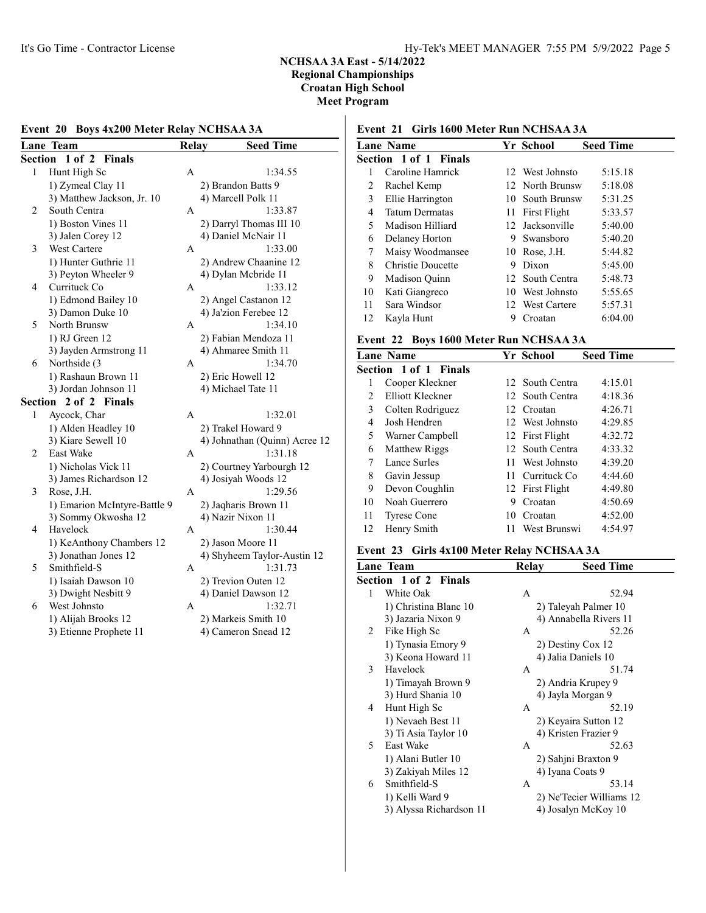NCHSAA 3A East - 5/14/2022
Regional Championships
Croatan High School
Meet Program

## Event 20 Boys 4x200 Meter Relay NCHSAA 3A

| Lane | Team | Relay | Seed Time |
|---|---|---|---|
| **Section 1 of 2 Finals** | | | |
| 1 | Hunt High Sc | A | 1:34.55 |
| | 1) Zymeal Clay 11 | 2) Brandon Batts 9 | |
| | 3) Matthew Jackson, Jr. 10 | 4) Marcell Polk 11 | |
| 2 | South Centra | A | 1:33.87 |
| | 1) Boston Vines 11 | 2) Darryl Thomas III 10 | |
| | 3) Jalen Corey 12 | 4) Daniel McNair 11 | |
| 3 | West Cartere | A | 1:33.00 |
| | 1) Hunter Guthrie 11 | 2) Andrew Chaanine 12 | |
| | 3) Peyton Wheeler 9 | 4) Dylan Mcbride 11 | |
| 4 | Currituck Co | A | 1:33.12 |
| | 1) Edmond Bailey 10 | 2) Angel Castanon 12 | |
| | 3) Damon Duke 10 | 4) Ja'zion Ferebee 12 | |
| 5 | North Brunsw | A | 1:34.10 |
| | 1) RJ Green 12 | 2) Fabian Mendoza 11 | |
| | 3) Jayden Armstrong 11 | 4) Ahmaree Smith 11 | |
| 6 | Northside (3 | A | 1:34.70 |
| | 1) Rashaun Brown 11 | 2) Eric Howell 12 | |
| | 3) Jordan Johnson 11 | 4) Michael Tate 11 | |
| **Section 2 of 2 Finals** | | | |
| 1 | Aycock, Char | A | 1:32.01 |
| | 1) Alden Headley 10 | 2) Trakel Howard 9 | |
| | 3) Kiare Sewell 10 | 4) Johnathan (Quinn) Acree 12 | |
| 2 | East Wake | A | 1:31.18 |
| | 1) Nicholas Vick 11 | 2) Courtney Yarbourgh 12 | |
| | 3) James Richardson 12 | 4) Josiyah Woods 12 | |
| 3 | Rose, J.H. | A | 1:29.56 |
| | 1) Emarion McIntyre-Battle 9 | 2) Jaqharis Brown 11 | |
| | 3) Sommy Okwosha 12 | 4) Nazir Nixon 11 | |
| 4 | Havelock | A | 1:30.44 |
| | 1) KeAnthony Chambers 12 | 2) Jason Moore 11 | |
| | 3) Jonathan Jones 12 | 4) Shyheem Taylor-Austin 12 | |
| 5 | Smithfield-S | A | 1:31.73 |
| | 1) Isaiah Dawson 10 | 2) Trevion Outen 12 | |
| | 3) Dwight Nesbitt 9 | 4) Daniel Dawson 12 | |
| 6 | West Johnsto | A | 1:32.71 |
| | 1) Alijah Brooks 12 | 2) Markeis Smith 10 | |
| | 3) Etienne Prophete 11 | 4) Cameron Snead 12 | |

## Event 21 Girls 1600 Meter Run NCHSAA 3A

| Lane | Name | Yr | School | Seed Time |
|---|---|---|---|---|
| **Section 1 of 1 Finals** | | | | |
| 1 | Caroline Hamrick | 12 | West Johnsto | 5:15.18 |
| 2 | Rachel Kemp | 12 | North Brunsw | 5:18.08 |
| 3 | Ellie Harrington | 10 | South Brunsw | 5:31.25 |
| 4 | Tatum Dermatas | 11 | First Flight | 5:33.57 |
| 5 | Madison Hilliard | 12 | Jacksonville | 5:40.00 |
| 6 | Delaney Horton | 9 | Swansboro | 5:40.20 |
| 7 | Maisy Woodmansee | 10 | Rose, J.H. | 5:44.82 |
| 8 | Christie Doucette | 9 | Dixon | 5:45.00 |
| 9 | Madison Quinn | 12 | South Centra | 5:48.73 |
| 10 | Kati Giangreco | 10 | West Johnsto | 5:55.65 |
| 11 | Sara Windsor | 12 | West Cartere | 5:57.31 |
| 12 | Kayla Hunt | 9 | Croatan | 6:04.00 |

## Event 22 Boys 1600 Meter Run NCHSAA 3A

| Lane | Name | Yr | School | Seed Time |
|---|---|---|---|---|
| **Section 1 of 1 Finals** | | | | |
| 1 | Cooper Kleckner | 12 | South Centra | 4:15.01 |
| 2 | Elliott Kleckner | 12 | South Centra | 4:18.36 |
| 3 | Colten Rodriguez | 12 | Croatan | 4:26.71 |
| 4 | Josh Hendren | 12 | West Johnsto | 4:29.85 |
| 5 | Warner Campbell | 12 | First Flight | 4:32.72 |
| 6 | Matthew Riggs | 12 | South Centra | 4:33.32 |
| 7 | Lance Surles | 11 | West Johnsto | 4:39.20 |
| 8 | Gavin Jessup | 11 | Currituck Co | 4:44.60 |
| 9 | Devon Coughlin | 12 | First Flight | 4:49.80 |
| 10 | Noah Guerrero | 9 | Croatan | 4:50.69 |
| 11 | Tyrese Cone | 10 | Croatan | 4:52.00 |
| 12 | Henry Smith | 11 | West Brunswi | 4:54.97 |

## Event 23 Girls 4x100 Meter Relay NCHSAA 3A

| Lane | Team | Relay | Seed Time |
|---|---|---|---|
| **Section 1 of 2 Finals** | | | |
| 1 | White Oak | A | 52.94 |
| | 1) Christina Blanc 10 | 2) Taleyah Palmer 10 | |
| | 3) Jazaria Nixon 9 | 4) Annabella Rivers 11 | |
| 2 | Fike High Sc | A | 52.26 |
| | 1) Tynasia Emory 9 | 2) Destiny Cox 12 | |
| | 3) Keona Howard 11 | 4) Jalia Daniels 10 | |
| 3 | Havelock | A | 51.74 |
| | 1) Timayah Brown 9 | 2) Andria Krupey 9 | |
| | 3) Hurd Shania 10 | 4) Jayla Morgan 9 | |
| 4 | Hunt High Sc | A | 52.19 |
| | 1) Nevaeh Best 11 | 2) Keyaira Sutton 12 | |
| | 3) Ti Asia Taylor 10 | 4) Kristen Frazier 9 | |
| 5 | East Wake | A | 52.63 |
| | 1) Alani Butler 10 | 2) Sahjni Braxton 9 | |
| | 3) Zakiyah Miles 12 | 4) Iyana Coats 9 | |
| 6 | Smithfield-S | A | 53.14 |
| | 1) Kelli Ward 9 | 2) Ne'Tecier Williams 12 | |
| | 3) Alyssa Richardson 11 | 4) Josalyn McKoy 10 | |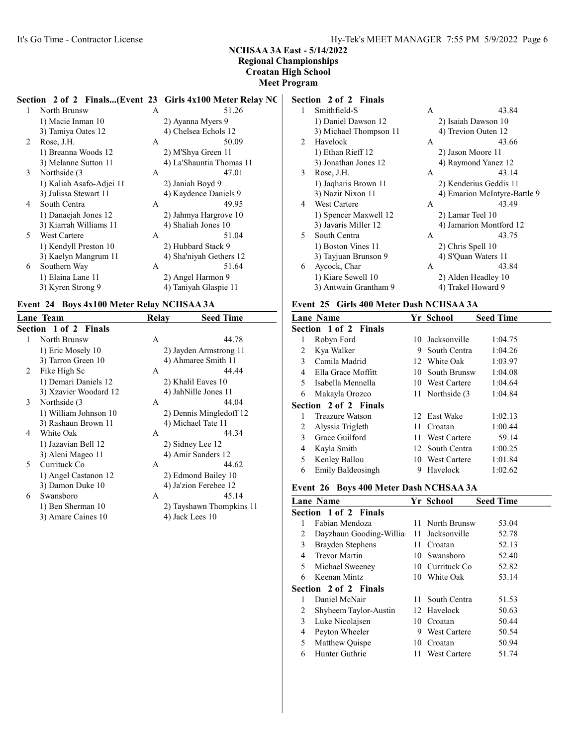# NCHSAA 3A East - 5/14/2022
## Regional Championships
## Croatan High School
## Meet Program

### Section 2 of 2 Finals...(Event 23 Girls 4x100 Meter Relay NC

| Lane | Team | Relay | Seed Time |
|---|---|---|---|
| 1 | North Brunsw | A | 51.26 |
| | 1) Macie Inman 10 | 2) Ayanna Myers 9 | |
| | 3) Tamiya Oates 12 | 4) Chelsea Echols 12 | |
| 2 | Rose, J.H. | A | 50.09 |
| | 1) Breanna Woods 12 | 2) M'Shya Green 11 | |
| | 3) Melanne Sutton 11 | 4) La'Shauntia Thomas 11 | |
| 3 | Northside (3 | A | 47.01 |
| | 1) Kaliah Asafo-Adjei 11 | 2) Janiah Boyd 9 | |
| | 3) Julissa Stewart 11 | 4) Kaydence Daniels 9 | |
| 4 | South Centra | A | 49.95 |
| | 1) Danaejah Jones 12 | 2) Jahmya Hargrove 10 | |
| | 3) Kiarrah Williams 11 | 4) Shaliah Jones 10 | |
| 5 | West Cartere | A | 51.04 |
| | 1) Kendyll Preston 10 | 2) Hubbard Stack 9 | |
| | 3) Kaelyn Mangrum 11 | 4) Sha'niyah Gethers 12 | |
| 6 | Southern Way | A | 51.64 |
| | 1) Elaina Lane 11 | 2) Angel Harmon 9 | |
| | 3) Kyren Strong 9 | 4) Taniyah Glaspie 11 | |

### Event 24 Boys 4x100 Meter Relay NCHSAA 3A

| Lane | Team | Relay | Seed Time |
|---|---|---|---|
| **Section 1 of 2 Finals** | | | |
| 1 | North Brunsw | A | 44.78 |
| | 1) Eric Mosely 10 | 2) Jayden Armstrong 11 | |
| | 3) Tarron Green 10 | 4) Ahmaree Smith 11 | |
| 2 | Fike High Sc | A | 44.44 |
| | 1) Demari Daniels 12 | 2) Khalil Eaves 10 | |
| | 3) Xzavier Woodard 12 | 4) JahNille Jones 11 | |
| 3 | Northside (3 | A | 44.04 |
| | 1) William Johnson 10 | 2) Dennis Mingledoff 12 | |
| | 3) Rashaun Brown 11 | 4) Michael Tate 11 | |
| 4 | White Oak | A | 44.34 |
| | 1) Jazavian Bell 12 | 2) Sidney Lee 12 | |
| | 3) Aleni Mageo 11 | 4) Amir Sanders 12 | |
| 5 | Currituck Co | A | 44.62 |
| | 1) Angel Castanon 12 | 2) Edmond Bailey 10 | |
| | 3) Damon Duke 10 | 4) Ja'zion Ferebee 12 | |
| 6 | Swansboro | A | 45.14 |
| | 1) Ben Sherman 10 | 2) Tayshawn Thompkins 11 | |
| | 3) Amare Caines 10 | 4) Jack Lees 10 | |
| **Section 2 of 2 Finals** | | | |
| 1 | Smithfield-S | A | 43.84 |
| | 1) Daniel Dawson 12 | 2) Isaiah Dawson 10 | |
| | 3) Michael Thompson 11 | 4) Trevion Outen 12 | |
| 2 | Havelock | A | 43.66 |
| | 1) Ethan Rieff 12 | 2) Jason Moore 11 | |
| | 3) Jonathan Jones 12 | 4) Raymond Yanez 12 | |
| 3 | Rose, J.H. | A | 43.14 |
| | 1) Jaqharis Brown 11 | 2) Kenderius Geddis 11 | |
| | 3) Nazir Nixon 11 | 4) Emarion McIntyre-Battle 9 | |
| 4 | West Cartere | A | 43.49 |
| | 1) Spencer Maxwell 12 | 2) Lamar Teel 10 | |
| | 3) Javaris Miller 12 | 4) Jamarion Montford 12 | |
| 5 | South Centra | A | 43.75 |
| | 1) Boston Vines 11 | 2) Chris Spell 10 | |
| | 3) Tayjuan Brunson 9 | 4) S'Quan Waters 11 | |
| 6 | Aycock, Char | A | 43.84 |
| | 1) Kiare Sewell 10 | 2) Alden Headley 10 | |
| | 3) Antwain Grantham 9 | 4) Trakel Howard 9 | |

### Event 25 Girls 400 Meter Dash NCHSAA 3A

| Lane | Name | Yr | School | Seed Time |
|---|---|---|---|---|
| **Section 1 of 2 Finals** | | | | |
| 1 | Robyn Ford | 10 | Jacksonville | 1:04.75 |
| 2 | Kya Walker | 9 | South Centra | 1:04.26 |
| 3 | Camila Madrid | 12 | White Oak | 1:03.97 |
| 4 | Ella Grace Moffitt | 10 | South Brunsw | 1:04.08 |
| 5 | Isabella Mennella | 10 | West Cartere | 1:04.64 |
| 6 | Makayla Orozco | 11 | Northside (3 | 1:04.84 |
| **Section 2 of 2 Finals** | | | | |
| 1 | Treazure Watson | 12 | East Wake | 1:02.13 |
| 2 | Alyssia Trigleth | 11 | Croatan | 1:00.44 |
| 3 | Grace Guilford | 11 | West Cartere | 59.14 |
| 4 | Kayla Smith | 12 | South Centra | 1:00.25 |
| 5 | Kenley Ballou | 10 | West Cartere | 1:01.84 |
| 6 | Emily Baldeosingh | 9 | Havelock | 1:02.62 |

### Event 26 Boys 400 Meter Dash NCHSAA 3A

| Lane | Name | Yr | School | Seed Time |
|---|---|---|---|---|
| **Section 1 of 2 Finals** | | | | |
| 1 | Fabian Mendoza | 11 | North Brunsw | 53.04 |
| 2 | Dayzhaun Gooding-Willia | 11 | Jacksonville | 52.78 |
| 3 | Brayden Stephens | 11 | Croatan | 52.13 |
| 4 | Trevor Martin | 10 | Swansboro | 52.40 |
| 5 | Michael Sweeney | 10 | Currituck Co | 52.82 |
| 6 | Keenan Mintz | 10 | White Oak | 53.14 |
| **Section 2 of 2 Finals** | | | | |
| 1 | Daniel McNair | 11 | South Centra | 51.53 |
| 2 | Shyheem Taylor-Austin | 12 | Havelock | 50.63 |
| 3 | Luke Nicolajsen | 10 | Croatan | 50.44 |
| 4 | Peyton Wheeler | 9 | West Cartere | 50.54 |
| 5 | Matthew Quispe | 10 | Croatan | 50.94 |
| 6 | Hunter Guthrie | 11 | West Cartere | 51.74 |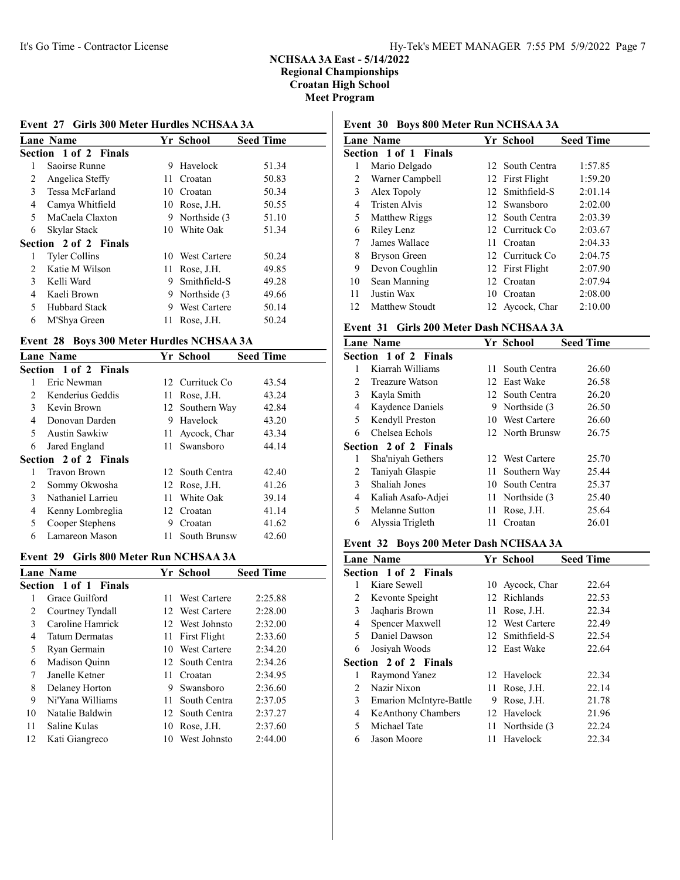# NCHSAA 3A East - 5/14/2022
## Regional Championships
## Croatan High School
## Meet Program

### Event 27 Girls 300 Meter Hurdles NCHSAA 3A

| Lane | Name | Yr | School | Seed Time |
|---|---|---|---|---|
| **Section 1 of 2 Finals** | | | | |
| 1 | Saoirse Runne | 9 | Havelock | 51.34 |
| 2 | Angelica Steffy | 11 | Croatan | 50.83 |
| 3 | Tessa McFarland | 10 | Croatan | 50.34 |
| 4 | Camya Whitfield | 10 | Rose, J.H. | 50.55 |
| 5 | MaCaela Claxton | 9 | Northside (3 | 51.10 |
| 6 | Skylar Stack | 10 | White Oak | 51.34 |
| **Section 2 of 2 Finals** | | | | |
| 1 | Tyler Collins | 10 | West Cartere | 50.24 |
| 2 | Katie M Wilson | 11 | Rose, J.H. | 49.85 |
| 3 | Kelli Ward | 9 | Smithfield-S | 49.28 |
| 4 | Kaeli Brown | 9 | Northside (3 | 49.66 |
| 5 | Hubbard Stack | 9 | West Cartere | 50.14 |
| 6 | M'Shya Green | 11 | Rose, J.H. | 50.24 |

### Event 28 Boys 300 Meter Hurdles NCHSAA 3A

| Lane | Name | Yr | School | Seed Time |
|---|---|---|---|---|
| **Section 1 of 2 Finals** | | | | |
| 1 | Eric Newman | 12 | Currituck Co | 43.54 |
| 2 | Kenderius Geddis | 11 | Rose, J.H. | 43.24 |
| 3 | Kevin Brown | 12 | Southern Way | 42.84 |
| 4 | Donovan Darden | 9 | Havelock | 43.20 |
| 5 | Austin Sawkiw | 11 | Aycock, Char | 43.34 |
| 6 | Jared England | 11 | Swansboro | 44.14 |
| **Section 2 of 2 Finals** | | | | |
| 1 | Travon Brown | 12 | South Centra | 42.40 |
| 2 | Sommy Okwosha | 12 | Rose, J.H. | 41.26 |
| 3 | Nathaniel Larrieu | 11 | White Oak | 39.14 |
| 4 | Kenny Lombreglia | 12 | Croatan | 41.14 |
| 5 | Cooper Stephens | 9 | Croatan | 41.62 |
| 6 | Lamareon Mason | 11 | South Brunsw | 42.60 |

### Event 29 Girls 800 Meter Run NCHSAA 3A

| Lane | Name | Yr | School | Seed Time |
|---|---|---|---|---|
| **Section 1 of 1 Finals** | | | | |
| 1 | Grace Guilford | 11 | West Cartere | 2:25.88 |
| 2 | Courtney Tyndall | 12 | West Cartere | 2:28.00 |
| 3 | Caroline Hamrick | 12 | West Johnsto | 2:32.00 |
| 4 | Tatum Dermatas | 11 | First Flight | 2:33.60 |
| 5 | Ryan Germain | 10 | West Cartere | 2:34.20 |
| 6 | Madison Quinn | 12 | South Centra | 2:34.26 |
| 7 | Janelle Ketner | 11 | Croatan | 2:34.95 |
| 8 | Delaney Horton | 9 | Swansboro | 2:36.60 |
| 9 | Ni'Yana Williams | 11 | South Centra | 2:37.05 |
| 10 | Natalie Baldwin | 12 | South Centra | 2:37.27 |
| 11 | Saline Kulas | 10 | Rose, J.H. | 2:37.60 |
| 12 | Kati Giangreco | 10 | West Johnsto | 2:44.00 |

### Event 30 Boys 800 Meter Run NCHSAA 3A

| Lane | Name | Yr | School | Seed Time |
|---|---|---|---|---|
| **Section 1 of 1 Finals** | | | | |
| 1 | Mario Delgado | 12 | South Centra | 1:57.85 |
| 2 | Warner Campbell | 12 | First Flight | 1:59.20 |
| 3 | Alex Topoly | 12 | Smithfield-S | 2:01.14 |
| 4 | Tristen Alvis | 12 | Swansboro | 2:02.00 |
| 5 | Matthew Riggs | 12 | South Centra | 2:03.39 |
| 6 | Riley Lenz | 12 | Currituck Co | 2:03.67 |
| 7 | James Wallace | 11 | Croatan | 2:04.33 |
| 8 | Bryson Green | 12 | Currituck Co | 2:04.75 |
| 9 | Devon Coughlin | 12 | First Flight | 2:07.90 |
| 10 | Sean Manning | 12 | Croatan | 2:07.94 |
| 11 | Justin Wax | 10 | Croatan | 2:08.00 |
| 12 | Matthew Stoudt | 12 | Aycock, Char | 2:10.00 |

### Event 31 Girls 200 Meter Dash NCHSAA 3A

| Lane | Name | Yr | School | Seed Time |
|---|---|---|---|---|
| **Section 1 of 2 Finals** | | | | |
| 1 | Kiarrah Williams | 11 | South Centra | 26.60 |
| 2 | Treazure Watson | 12 | East Wake | 26.58 |
| 3 | Kayla Smith | 12 | South Centra | 26.20 |
| 4 | Kaydence Daniels | 9 | Northside (3 | 26.50 |
| 5 | Kendyll Preston | 10 | West Cartere | 26.60 |
| 6 | Chelsea Echols | 12 | North Brunsw | 26.75 |
| **Section 2 of 2 Finals** | | | | |
| 1 | Sha'niyah Gethers | 12 | West Cartere | 25.70 |
| 2 | Taniyah Glaspie | 11 | Southern Way | 25.44 |
| 3 | Shaliah Jones | 10 | South Centra | 25.37 |
| 4 | Kaliah Asafo-Adjei | 11 | Northside (3 | 25.40 |
| 5 | Melanne Sutton | 11 | Rose, J.H. | 25.64 |
| 6 | Alyssia Trigleth | 11 | Croatan | 26.01 |

### Event 32 Boys 200 Meter Dash NCHSAA 3A

| Lane | Name | Yr | School | Seed Time |
|---|---|---|---|---|
| **Section 1 of 2 Finals** | | | | |
| 1 | Kiare Sewell | 10 | Aycock, Char | 22.64 |
| 2 | Kevonte Speight | 12 | Richlands | 22.53 |
| 3 | Jaqharis Brown | 11 | Rose, J.H. | 22.34 |
| 4 | Spencer Maxwell | 12 | West Cartere | 22.49 |
| 5 | Daniel Dawson | 12 | Smithfield-S | 22.54 |
| 6 | Josiyah Woods | 12 | East Wake | 22.64 |
| **Section 2 of 2 Finals** | | | | |
| 1 | Raymond Yanez | 12 | Havelock | 22.34 |
| 2 | Nazir Nixon | 11 | Rose, J.H. | 22.14 |
| 3 | Emarion McIntyre-Battle | 9 | Rose, J.H. | 21.78 |
| 4 | KeAnthony Chambers | 12 | Havelock | 21.96 |
| 5 | Michael Tate | 11 | Northside (3 | 22.24 |
| 6 | Jason Moore | 11 | Havelock | 22.34 |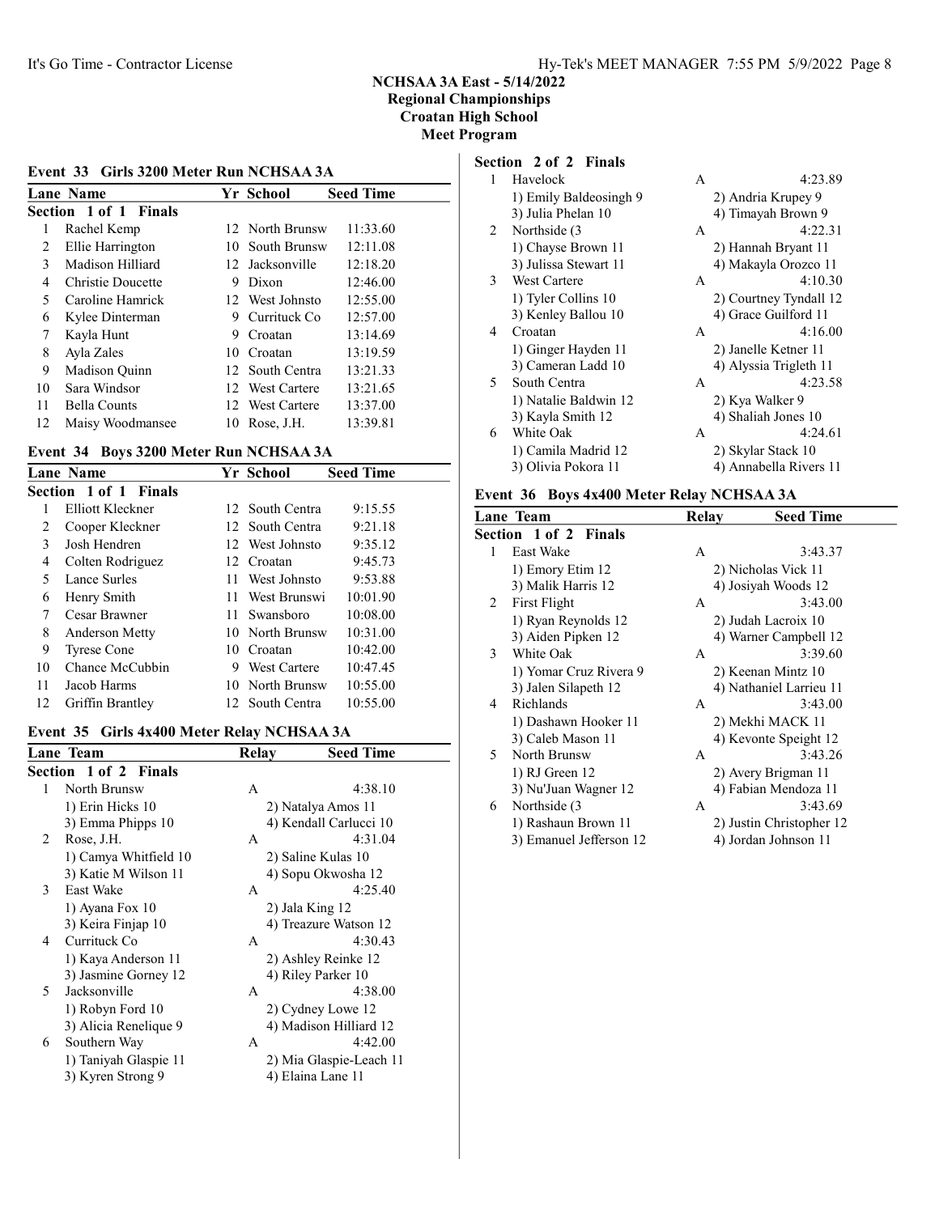# NCHSAA 3A East - 5/14/2022
## Regional Championships
## Croatan High School
## Meet Program

### Event 33 Girls 3200 Meter Run NCHSAA 3A

| Lane | Name | Yr | School | Seed Time |
|---|---|---|---|---|
| **Section 1 of 1 Finals** | | | | |
| 1 | Rachel Kemp | 12 | North Brunsw | 11:33.60 |
| 2 | Ellie Harrington | 10 | South Brunsw | 12:11.08 |
| 3 | Madison Hilliard | 12 | Jacksonville | 12:18.20 |
| 4 | Christie Doucette | 9 | Dixon | 12:46.00 |
| 5 | Caroline Hamrick | 12 | West Johnsto | 12:55.00 |
| 6 | Kylee Dinterman | 9 | Currituck Co | 12:57.00 |
| 7 | Kayla Hunt | 9 | Croatan | 13:14.69 |
| 8 | Ayla Zales | 10 | Croatan | 13:19.59 |
| 9 | Madison Quinn | 12 | South Centra | 13:21.33 |
| 10 | Sara Windsor | 12 | West Cartere | 13:21.65 |
| 11 | Bella Counts | 12 | West Cartere | 13:37.00 |
| 12 | Maisy Woodmansee | 10 | Rose, J.H. | 13:39.81 |

### Event 34 Boys 3200 Meter Run NCHSAA 3A

| Lane | Name | Yr | School | Seed Time |
|---|---|---|---|---|
| **Section 1 of 1 Finals** | | | | |
| 1 | Elliott Kleckner | 12 | South Centra | 9:15.55 |
| 2 | Cooper Kleckner | 12 | South Centra | 9:21.18 |
| 3 | Josh Hendren | 12 | West Johnsto | 9:35.12 |
| 4 | Colten Rodriguez | 12 | Croatan | 9:45.73 |
| 5 | Lance Surles | 11 | West Johnsto | 9:53.88 |
| 6 | Henry Smith | 11 | West Brunswi | 10:01.90 |
| 7 | Cesar Brawner | 11 | Swansboro | 10:08.00 |
| 8 | Anderson Metty | 10 | North Brunsw | 10:31.00 |
| 9 | Tyrese Cone | 10 | Croatan | 10:42.00 |
| 10 | Chance McCubbin | 9 | West Cartere | 10:47.45 |
| 11 | Jacob Harms | 10 | North Brunsw | 10:55.00 |
| 12 | Griffin Brantley | 12 | South Centra | 10:55.00 |

### Event 35 Girls 4x400 Meter Relay NCHSAA 3A

| Lane | Team | Relay | Seed Time |
|---|---|---|---|
| **Section 1 of 2 Finals** | | | |
| 1 | North Brunsw | A | 4:38.10 |
| | 1) Erin Hicks 10 | 2) Natalya Amos 11 | |
| | 3) Emma Phipps 10 | 4) Kendall Carlucci 10 | |
| 2 | Rose, J.H. | A | 4:31.04 |
| | 1) Camya Whitfield 10 | 2) Saline Kulas 10 | |
| | 3) Katie M Wilson 11 | 4) Sopu Okwosha 12 | |
| 3 | East Wake | A | 4:25.40 |
| | 1) Ayana Fox 10 | 2) Jala King 12 | |
| | 3) Keira Finjap 10 | 4) Treazure Watson 12 | |
| 4 | Currituck Co | A | 4:30.43 |
| | 1) Kaya Anderson 11 | 2) Ashley Reinke 12 | |
| | 3) Jasmine Gorney 12 | 4) Riley Parker 10 | |
| 5 | Jacksonville | A | 4:38.00 |
| | 1) Robyn Ford 10 | 2) Cydney Lowe 12 | |
| | 3) Alicia Renelique 9 | 4) Madison Hilliard 12 | |
| 6 | Southern Way | A | 4:42.00 |
| | 1) Taniyah Glaspie 11 | 2) Mia Glaspie-Leach 11 | |
| | 3) Kyren Strong 9 | 4) Elaina Lane 11 | |
| **Section 2 of 2 Finals** | | | |
| 1 | Havelock | A | 4:23.89 |
| | 1) Emily Baldeosingh 9 | 2) Andria Krupey 9 | |
| | 3) Julia Phelan 10 | 4) Timayah Brown 9 | |
| 2 | Northside (3 | A | 4:22.31 |
| | 1) Chayse Brown 11 | 2) Hannah Bryant 11 | |
| | 3) Julissa Stewart 11 | 4) Makayla Orozco 11 | |
| 3 | West Cartere | A | 4:10.30 |
| | 1) Tyler Collins 10 | 2) Courtney Tyndall 12 | |
| | 3) Kenley Ballou 10 | 4) Grace Guilford 11 | |
| 4 | Croatan | A | 4:16.00 |
| | 1) Ginger Hayden 11 | 2) Janelle Ketner 11 | |
| | 3) Cameran Ladd 10 | 4) Alyssia Trigleth 11 | |
| 5 | South Centra | A | 4:23.58 |
| | 1) Natalie Baldwin 12 | 2) Kya Walker 9 | |
| | 3) Kayla Smith 12 | 4) Shaliah Jones 10 | |
| 6 | White Oak | A | 4:24.61 |
| | 1) Camila Madrid 12 | 2) Skylar Stack 10 | |
| | 3) Olivia Pokora 11 | 4) Annabella Rivers 11 | |

### Event 36 Boys 4x400 Meter Relay NCHSAA 3A

| Lane | Team | Relay | Seed Time |
|---|---|---|---|
| **Section 1 of 2 Finals** | | | |
| 1 | East Wake | A | 3:43.37 |
| | 1) Emory Etim 12 | 2) Nicholas Vick 11 | |
| | 3) Malik Harris 12 | 4) Josiyah Woods 12 | |
| 2 | First Flight | A | 3:43.00 |
| | 1) Ryan Reynolds 12 | 2) Judah Lacroix 10 | |
| | 3) Aiden Pipken 12 | 4) Warner Campbell 12 | |
| 3 | White Oak | A | 3:39.60 |
| | 1) Yomar Cruz Rivera 9 | 2) Keenan Mintz 10 | |
| | 3) Jalen Silapeth 12 | 4) Nathaniel Larrieu 11 | |
| 4 | Richlands | A | 3:43.00 |
| | 1) Dashawn Hooker 11 | 2) Mekhi MACK 11 | |
| | 3) Caleb Mason 11 | 4) Kevonte Speight 12 | |
| 5 | North Brunsw | A | 3:43.26 |
| | 1) RJ Green 12 | 2) Avery Brigman 11 | |
| | 3) Nu'Juan Wagner 12 | 4) Fabian Mendoza 11 | |
| 6 | Northside (3 | A | 3:43.69 |
| | 1) Rashaun Brown 11 | 2) Justin Christopher 12 | |
| | 3) Emanuel Jefferson 12 | 4) Jordan Johnson 11 | |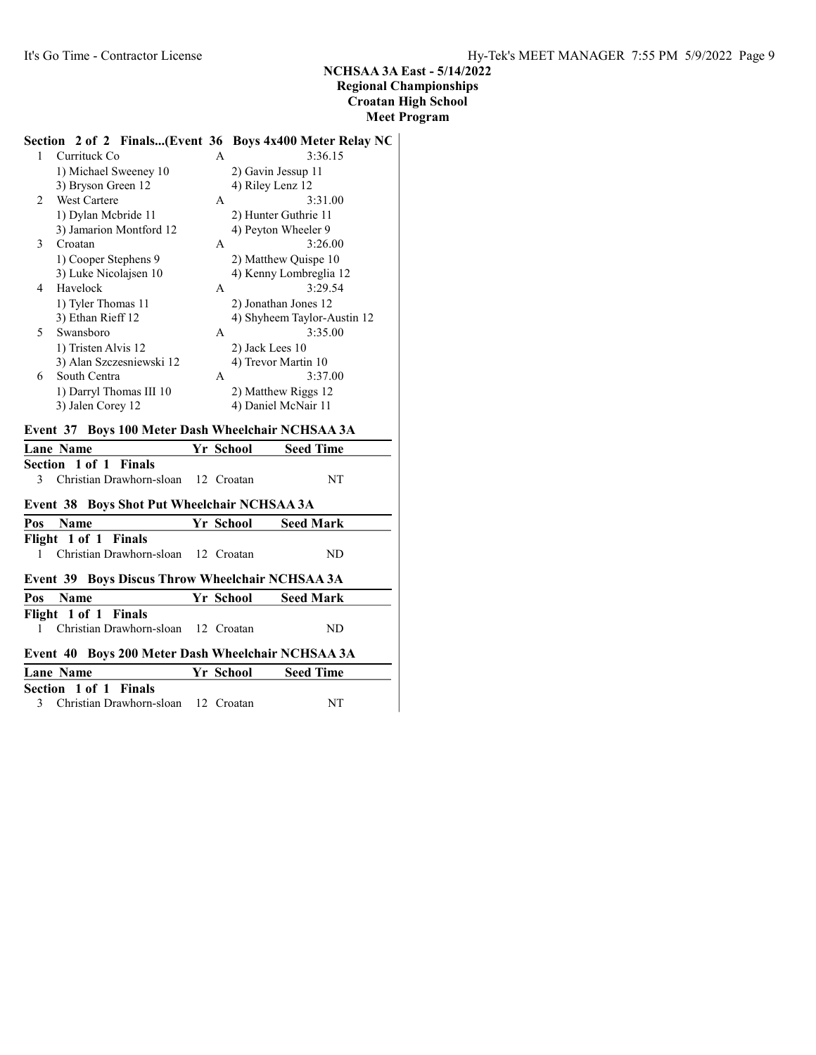# NCHSAA 3A East - 5/14/2022
## Regional Championships
## Croatan High School
## Meet Program

**Section 2 of 2 Finals...(Event 36 Boys 4x400 Meter Relay NC**

| | | | |
|---|---|---|---|
| 1 | Currituck Co | A | 3:36.15 |
| | 1) Michael Sweeney 10 | 2) Gavin Jessup 11 | |
| | 3) Bryson Green 12 | 4) Riley Lenz 12 | |
| 2 | West Cartere | A | 3:31.00 |
| | 1) Dylan Mcbride 11 | 2) Hunter Guthrie 11 | |
| | 3) Jamarion Montford 12 | 4) Peyton Wheeler 9 | |
| 3 | Croatan | A | 3:26.00 |
| | 1) Cooper Stephens 9 | 2) Matthew Quispe 10 | |
| | 3) Luke Nicolajsen 10 | 4) Kenny Lombreglia 12 | |
| 4 | Havelock | A | 3:29.54 |
| | 1) Tyler Thomas 11 | 2) Jonathan Jones 12 | |
| | 3) Ethan Rieff 12 | 4) Shyheem Taylor-Austin 12 | |
| 5 | Swansboro | A | 3:35.00 |
| | 1) Tristen Alvis 12 | 2) Jack Lees 10 | |
| | 3) Alan Szczesniewski 12 | 4) Trevor Martin 10 | |
| 6 | South Centra | A | 3:37.00 |
| | 1) Darryl Thomas III 10 | 2) Matthew Riggs 12 | |
| | 3) Jalen Corey 12 | 4) Daniel McNair 11 | |

### Event 37 Boys 100 Meter Dash Wheelchair NCHSAA 3A

| Lane | Name | Yr | School | Seed Time |
|---|---|---|---|---|
| **Section 1 of 1 Finals** | | | | |
| 3 | Christian Drawhorn-sloan | 12 | Croatan | NT |

### Event 38 Boys Shot Put Wheelchair NCHSAA 3A

| Pos | Name | Yr | School | Seed Mark |
|---|---|---|---|---|
| **Flight 1 of 1 Finals** | | | | |
| 1 | Christian Drawhorn-sloan | 12 | Croatan | ND |

### Event 39 Boys Discus Throw Wheelchair NCHSAA 3A

| Pos | Name | Yr | School | Seed Mark |
|---|---|---|---|---|
| **Flight 1 of 1 Finals** | | | | |
| 1 | Christian Drawhorn-sloan | 12 | Croatan | ND |

### Event 40 Boys 200 Meter Dash Wheelchair NCHSAA 3A

| Lane | Name | Yr | School | Seed Time |
|---|---|---|---|---|
| **Section 1 of 1 Finals** | | | | |
| 3 | Christian Drawhorn-sloan | 12 | Croatan | NT |